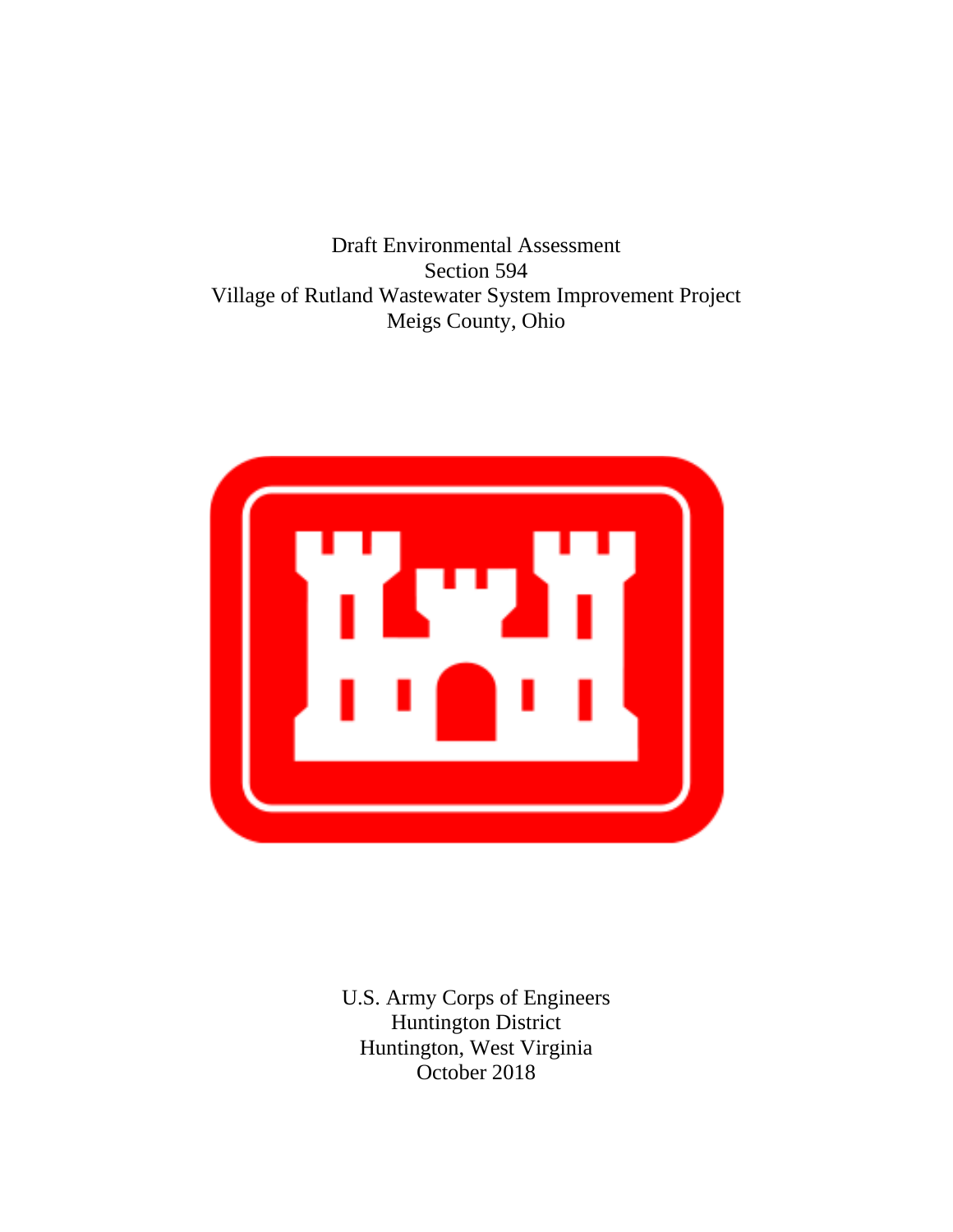# Draft Environmental Assessment
## Section 594
## Village of Rutland Wastewater System Improvement Project
## Meigs County, Ohio

U.S. Army Corps of Engineers
Huntington District
Huntington, West Virginia
October 2018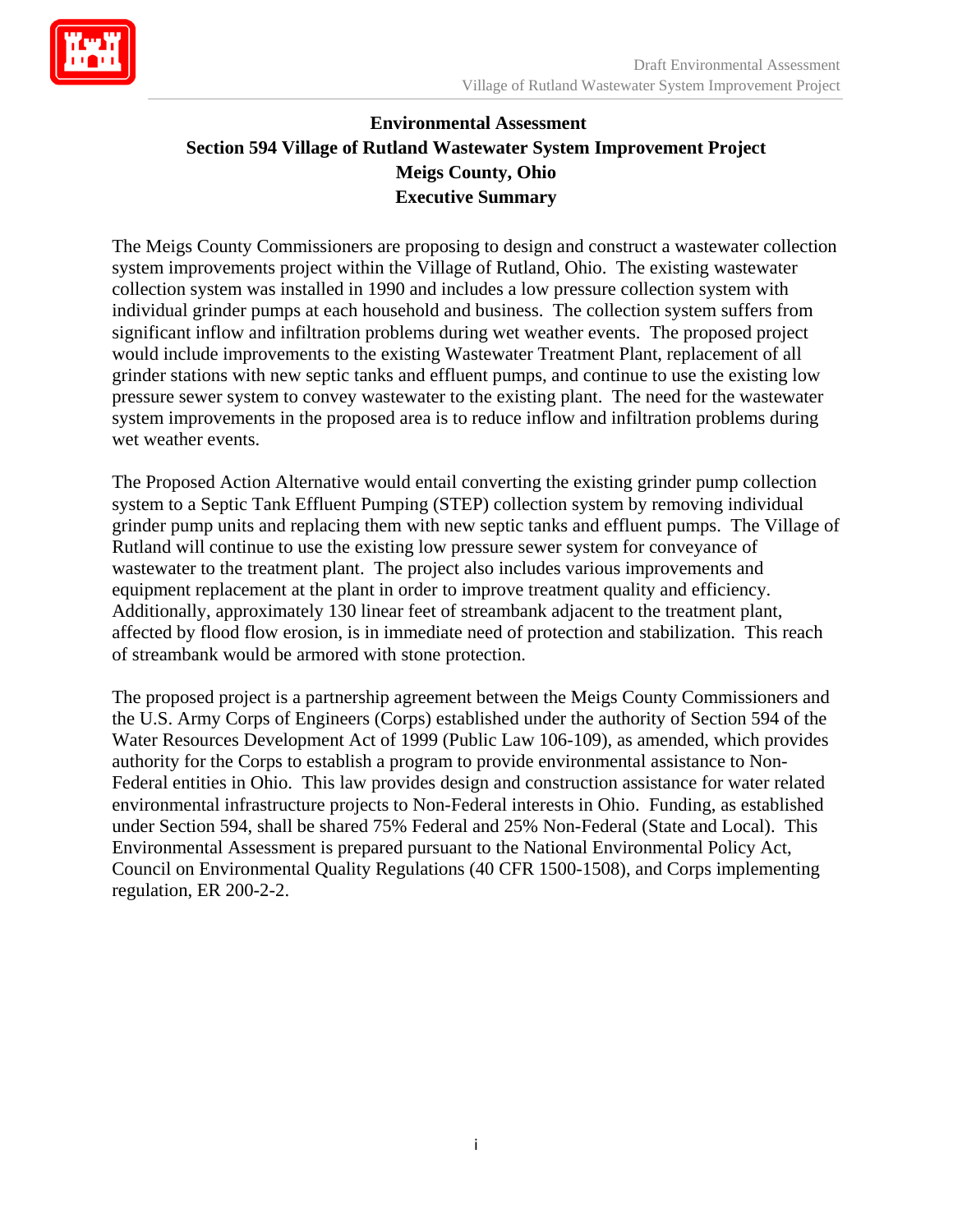# Environmental Assessment
## Section 594 Village of Rutland Wastewater System Improvement Project
## Meigs County, Ohio
## Executive Summary

The Meigs County Commissioners are proposing to design and construct a wastewater collection system improvements project within the Village of Rutland, Ohio. The existing wastewater collection system was installed in 1990 and includes a low pressure collection system with individual grinder pumps at each household and business. The collection system suffers from significant inflow and infiltration problems during wet weather events. The proposed project would include improvements to the existing Wastewater Treatment Plant, replacement of all grinder stations with new septic tanks and effluent pumps, and continue to use the existing low pressure sewer system to convey wastewater to the existing plant. The need for the wastewater system improvements in the proposed area is to reduce inflow and infiltration problems during wet weather events.

The Proposed Action Alternative would entail converting the existing grinder pump collection system to a Septic Tank Effluent Pumping (STEP) collection system by removing individual grinder pump units and replacing them with new septic tanks and effluent pumps. The Village of Rutland will continue to use the existing low pressure sewer system for conveyance of wastewater to the treatment plant. The project also includes various improvements and equipment replacement at the plant in order to improve treatment quality and efficiency. Additionally, approximately 130 linear feet of streambank adjacent to the treatment plant, affected by flood flow erosion, is in immediate need of protection and stabilization. This reach of streambank would be armored with stone protection.

The proposed project is a partnership agreement between the Meigs County Commissioners and the U.S. Army Corps of Engineers (Corps) established under the authority of Section 594 of the Water Resources Development Act of 1999 (Public Law 106-109), as amended, which provides authority for the Corps to establish a program to provide environmental assistance to Non-Federal entities in Ohio. This law provides design and construction assistance for water related environmental infrastructure projects to Non-Federal interests in Ohio. Funding, as established under Section 594, shall be shared 75% Federal and 25% Non-Federal (State and Local). This Environmental Assessment is prepared pursuant to the National Environmental Policy Act, Council on Environmental Quality Regulations (40 CFR 1500-1508), and Corps implementing regulation, ER 200-2-2.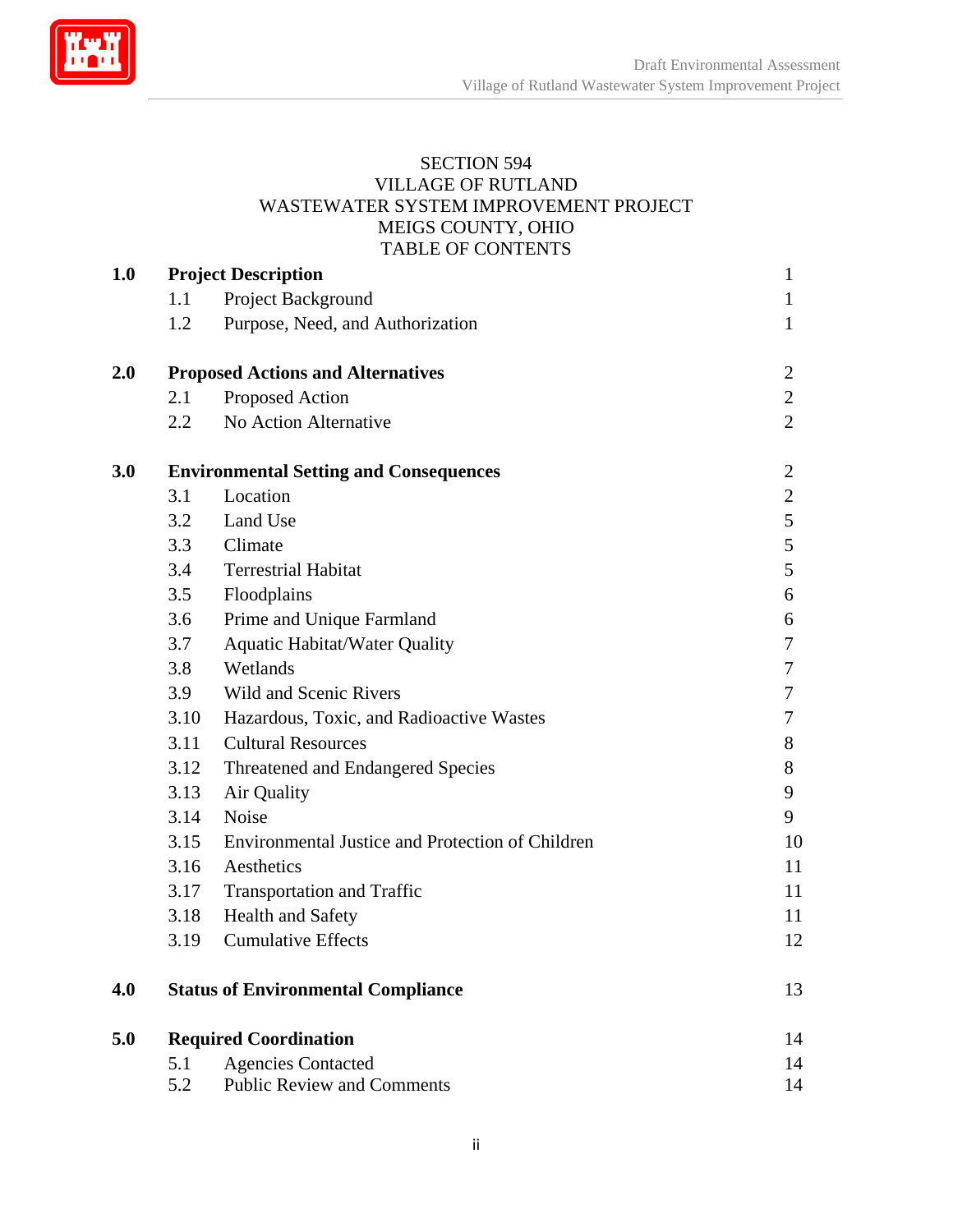SECTION 594
VILLAGE OF RUTLAND
WASTEWATER SYSTEM IMPROVEMENT PROJECT
MEIGS COUNTY, OHIO
TABLE OF CONTENTS

| | | |
|---|---|---|
| **1.0** | **Project Description** | 1 |
| 1.1 | Project Background | 1 |
| 1.2 | Purpose, Need, and Authorization | 1 |
| **2.0** | **Proposed Actions and Alternatives** | 2 |
| 2.1 | Proposed Action | 2 |
| 2.2 | No Action Alternative | 2 |
| **3.0** | **Environmental Setting and Consequences** | 2 |
| 3.1 | Location | 2 |
| 3.2 | Land Use | 5 |
| 3.3 | Climate | 5 |
| 3.4 | Terrestrial Habitat | 5 |
| 3.5 | Floodplains | 6 |
| 3.6 | Prime and Unique Farmland | 6 |
| 3.7 | Aquatic Habitat/Water Quality | 7 |
| 3.8 | Wetlands | 7 |
| 3.9 | Wild and Scenic Rivers | 7 |
| 3.10 | Hazardous, Toxic, and Radioactive Wastes | 7 |
| 3.11 | Cultural Resources | 8 |
| 3.12 | Threatened and Endangered Species | 8 |
| 3.13 | Air Quality | 9 |
| 3.14 | Noise | 9 |
| 3.15 | Environmental Justice and Protection of Children | 10 |
| 3.16 | Aesthetics | 11 |
| 3.17 | Transportation and Traffic | 11 |
| 3.18 | Health and Safety | 11 |
| 3.19 | Cumulative Effects | 12 |
| **4.0** | **Status of Environmental Compliance** | 13 |
| **5.0** | **Required Coordination** | 14 |
| 5.1 | Agencies Contacted | 14 |
| 5.2 | Public Review and Comments | 14 |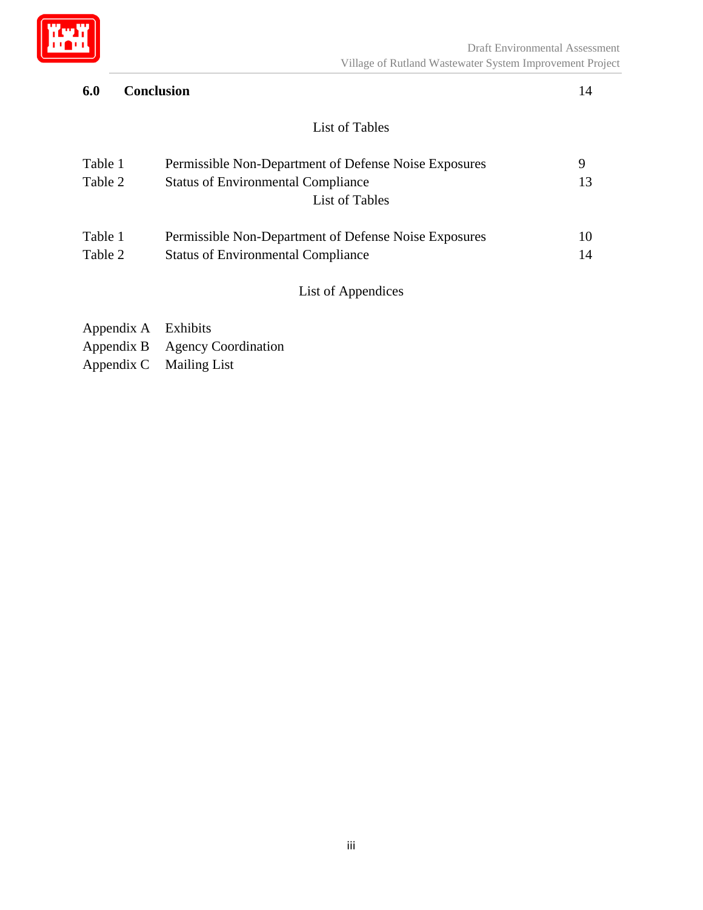**6.0 Conclusion** 14

List of Tables

| | | |
|---|---|---|
| Table 1 | Permissible Non-Department of Defense Noise Exposures | 9 |
| Table 2 | Status of Environmental Compliance | 13 |

List of Tables

| | | |
|---|---|---|
| Table 1 | Permissible Non-Department of Defense Noise Exposures | 10 |
| Table 2 | Status of Environmental Compliance | 14 |

List of Appendices

Appendix A Exhibits
Appendix B Agency Coordination
Appendix C Mailing List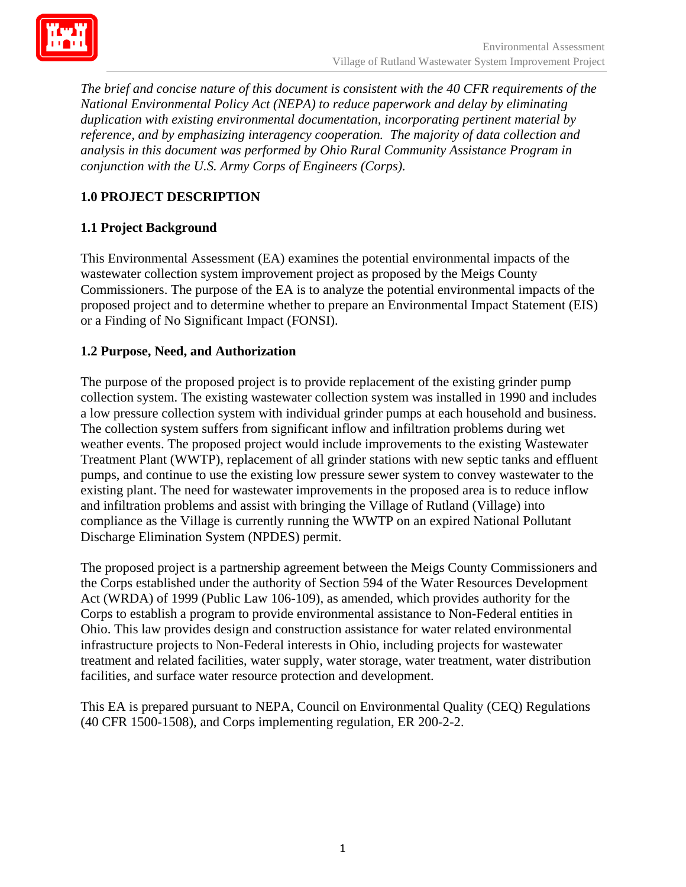*The brief and concise nature of this document is consistent with the 40 CFR requirements of the National Environmental Policy Act (NEPA) to reduce paperwork and delay by eliminating duplication with existing environmental documentation, incorporating pertinent material by reference, and by emphasizing interagency cooperation. The majority of data collection and analysis in this document was performed by Ohio Rural Community Assistance Program in conjunction with the U.S. Army Corps of Engineers (Corps).*

## 1.0 PROJECT DESCRIPTION

### 1.1 Project Background

This Environmental Assessment (EA) examines the potential environmental impacts of the wastewater collection system improvement project as proposed by the Meigs County Commissioners. The purpose of the EA is to analyze the potential environmental impacts of the proposed project and to determine whether to prepare an Environmental Impact Statement (EIS) or a Finding of No Significant Impact (FONSI).

### 1.2 Purpose, Need, and Authorization

The purpose of the proposed project is to provide replacement of the existing grinder pump collection system. The existing wastewater collection system was installed in 1990 and includes a low pressure collection system with individual grinder pumps at each household and business. The collection system suffers from significant inflow and infiltration problems during wet weather events. The proposed project would include improvements to the existing Wastewater Treatment Plant (WWTP), replacement of all grinder stations with new septic tanks and effluent pumps, and continue to use the existing low pressure sewer system to convey wastewater to the existing plant. The need for wastewater improvements in the proposed area is to reduce inflow and infiltration problems and assist with bringing the Village of Rutland (Village) into compliance as the Village is currently running the WWTP on an expired National Pollutant Discharge Elimination System (NPDES) permit.

The proposed project is a partnership agreement between the Meigs County Commissioners and the Corps established under the authority of Section 594 of the Water Resources Development Act (WRDA) of 1999 (Public Law 106-109), as amended, which provides authority for the Corps to establish a program to provide environmental assistance to Non-Federal entities in Ohio. This law provides design and construction assistance for water related environmental infrastructure projects to Non-Federal interests in Ohio, including projects for wastewater treatment and related facilities, water supply, water storage, water treatment, water distribution facilities, and surface water resource protection and development.

This EA is prepared pursuant to NEPA, Council on Environmental Quality (CEQ) Regulations (40 CFR 1500-1508), and Corps implementing regulation, ER 200-2-2.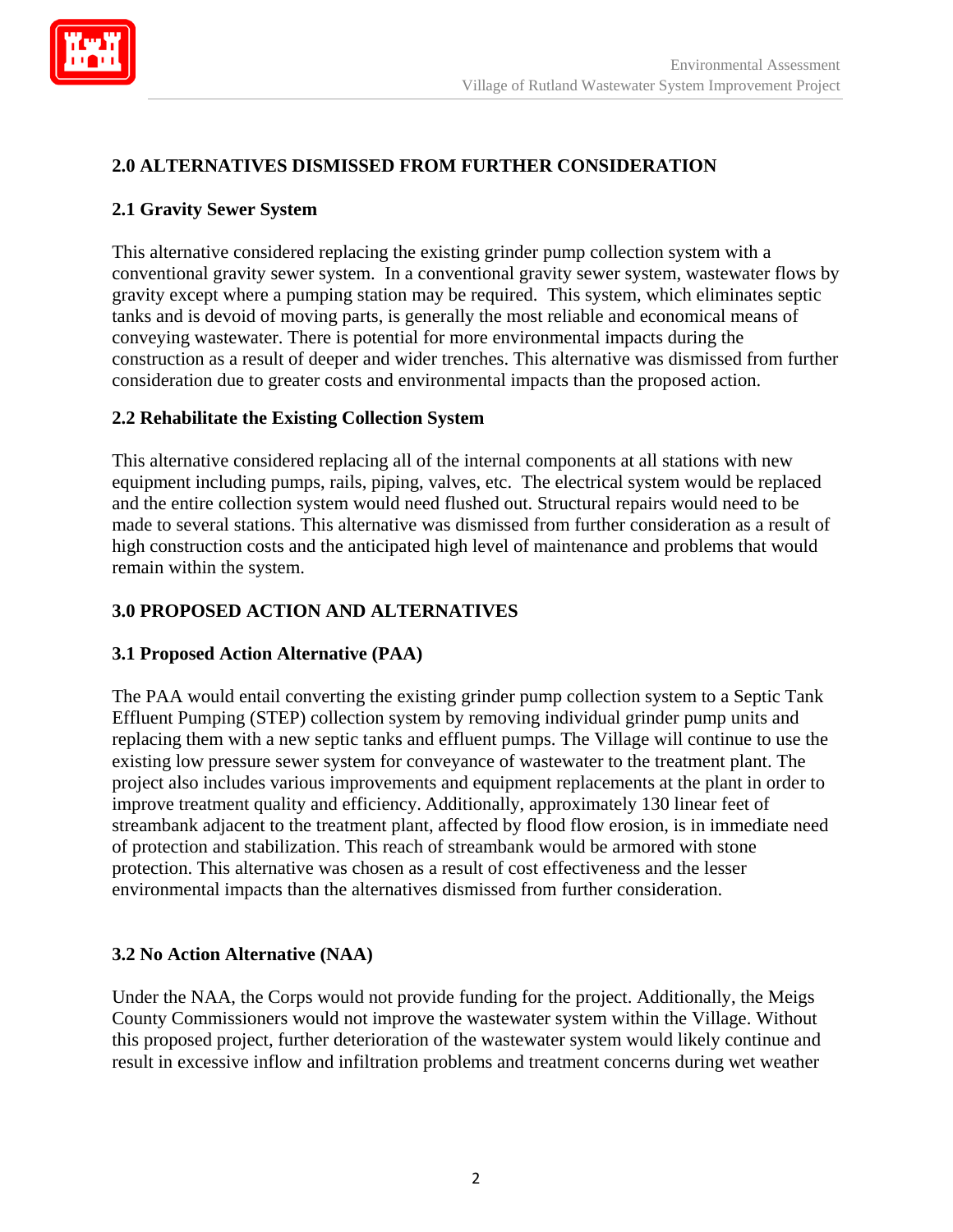## 2.0 ALTERNATIVES DISMISSED FROM FURTHER CONSIDERATION

### 2.1 Gravity Sewer System

This alternative considered replacing the existing grinder pump collection system with a conventional gravity sewer system. In a conventional gravity sewer system, wastewater flows by gravity except where a pumping station may be required. This system, which eliminates septic tanks and is devoid of moving parts, is generally the most reliable and economical means of conveying wastewater. There is potential for more environmental impacts during the construction as a result of deeper and wider trenches. This alternative was dismissed from further consideration due to greater costs and environmental impacts than the proposed action.

### 2.2 Rehabilitate the Existing Collection System

This alternative considered replacing all of the internal components at all stations with new equipment including pumps, rails, piping, valves, etc. The electrical system would be replaced and the entire collection system would need flushed out. Structural repairs would need to be made to several stations. This alternative was dismissed from further consideration as a result of high construction costs and the anticipated high level of maintenance and problems that would remain within the system.

## 3.0 PROPOSED ACTION AND ALTERNATIVES

### 3.1 Proposed Action Alternative (PAA)

The PAA would entail converting the existing grinder pump collection system to a Septic Tank Effluent Pumping (STEP) collection system by removing individual grinder pump units and replacing them with a new septic tanks and effluent pumps. The Village will continue to use the existing low pressure sewer system for conveyance of wastewater to the treatment plant. The project also includes various improvements and equipment replacements at the plant in order to improve treatment quality and efficiency. Additionally, approximately 130 linear feet of streambank adjacent to the treatment plant, affected by flood flow erosion, is in immediate need of protection and stabilization. This reach of streambank would be armored with stone protection. This alternative was chosen as a result of cost effectiveness and the lesser environmental impacts than the alternatives dismissed from further consideration.

### 3.2 No Action Alternative (NAA)

Under the NAA, the Corps would not provide funding for the project. Additionally, the Meigs County Commissioners would not improve the wastewater system within the Village. Without this proposed project, further deterioration of the wastewater system would likely continue and result in excessive inflow and infiltration problems and treatment concerns during wet weather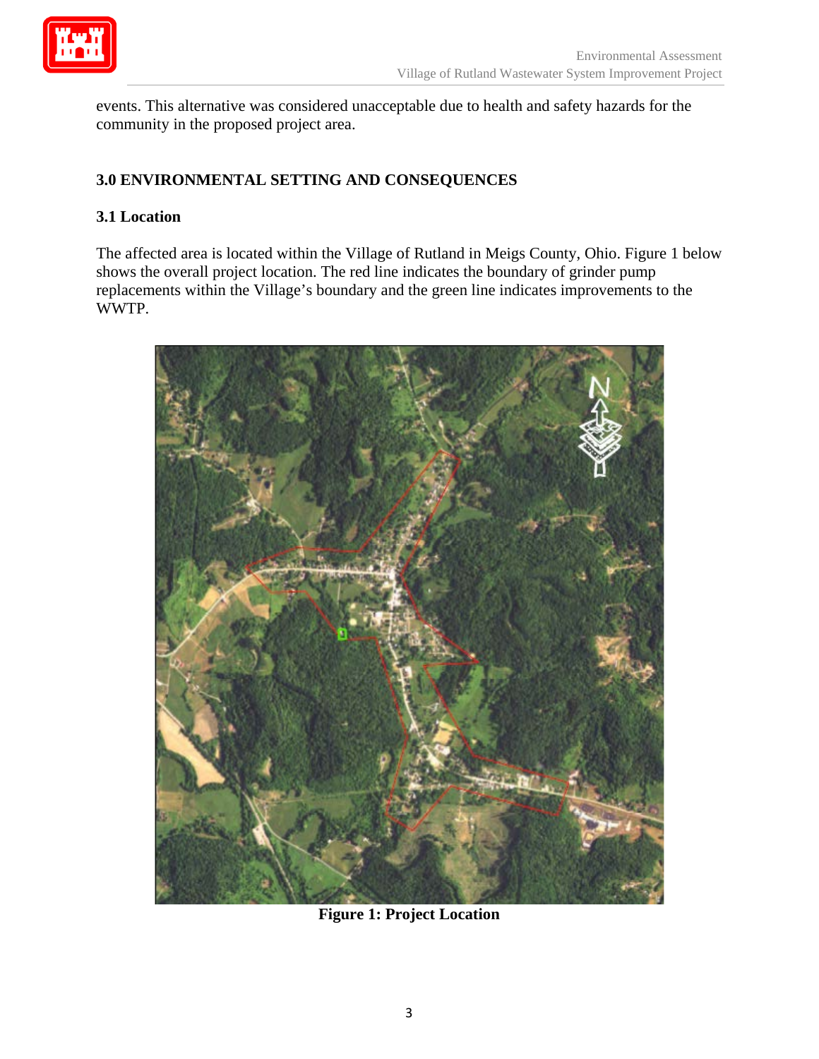events. This alternative was considered unacceptable due to health and safety hazards for the community in the proposed project area.

## 3.0 ENVIRONMENTAL SETTING AND CONSEQUENCES

### 3.1 Location

The affected area is located within the Village of Rutland in Meigs County, Ohio. Figure 1 below shows the overall project location. The red line indicates the boundary of grinder pump replacements within the Village's boundary and the green line indicates improvements to the WWTP.

**Figure 1: Project Location**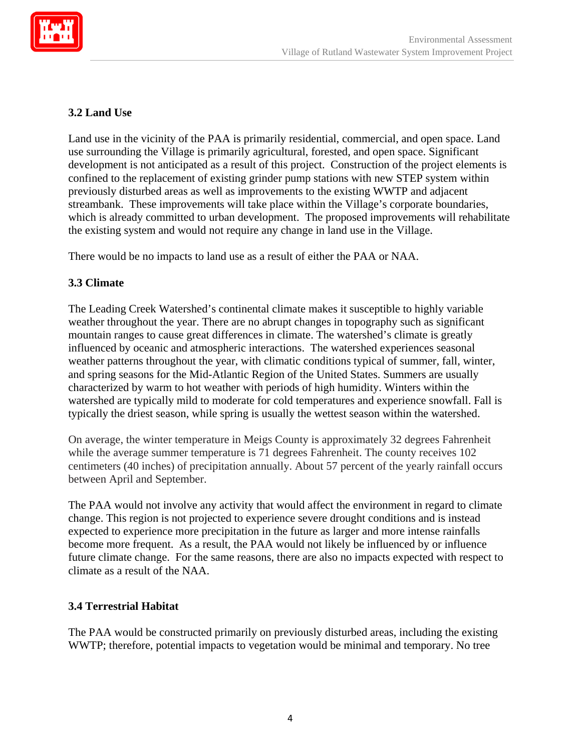### 3.2 Land Use

Land use in the vicinity of the PAA is primarily residential, commercial, and open space. Land use surrounding the Village is primarily agricultural, forested, and open space. Significant development is not anticipated as a result of this project. Construction of the project elements is confined to the replacement of existing grinder pump stations with new STEP system within previously disturbed areas as well as improvements to the existing WWTP and adjacent streambank. These improvements will take place within the Village's corporate boundaries, which is already committed to urban development. The proposed improvements will rehabilitate the existing system and would not require any change in land use in the Village.

There would be no impacts to land use as a result of either the PAA or NAA.

### 3.3 Climate

The Leading Creek Watershed's continental climate makes it susceptible to highly variable weather throughout the year. There are no abrupt changes in topography such as significant mountain ranges to cause great differences in climate. The watershed's climate is greatly influenced by oceanic and atmospheric interactions. The watershed experiences seasonal weather patterns throughout the year, with climatic conditions typical of summer, fall, winter, and spring seasons for the Mid-Atlantic Region of the United States. Summers are usually characterized by warm to hot weather with periods of high humidity. Winters within the watershed are typically mild to moderate for cold temperatures and experience snowfall. Fall is typically the driest season, while spring is usually the wettest season within the watershed.

On average, the winter temperature in Meigs County is approximately 32 degrees Fahrenheit while the average summer temperature is 71 degrees Fahrenheit. The county receives 102 centimeters (40 inches) of precipitation annually. About 57 percent of the yearly rainfall occurs between April and September.

The PAA would not involve any activity that would affect the environment in regard to climate change. This region is not projected to experience severe drought conditions and is instead expected to experience more precipitation in the future as larger and more intense rainfalls become more frequent. As a result, the PAA would not likely be influenced by or influence future climate change. For the same reasons, there are also no impacts expected with respect to climate as a result of the NAA.

### 3.4 Terrestrial Habitat

The PAA would be constructed primarily on previously disturbed areas, including the existing WWTP; therefore, potential impacts to vegetation would be minimal and temporary. No tree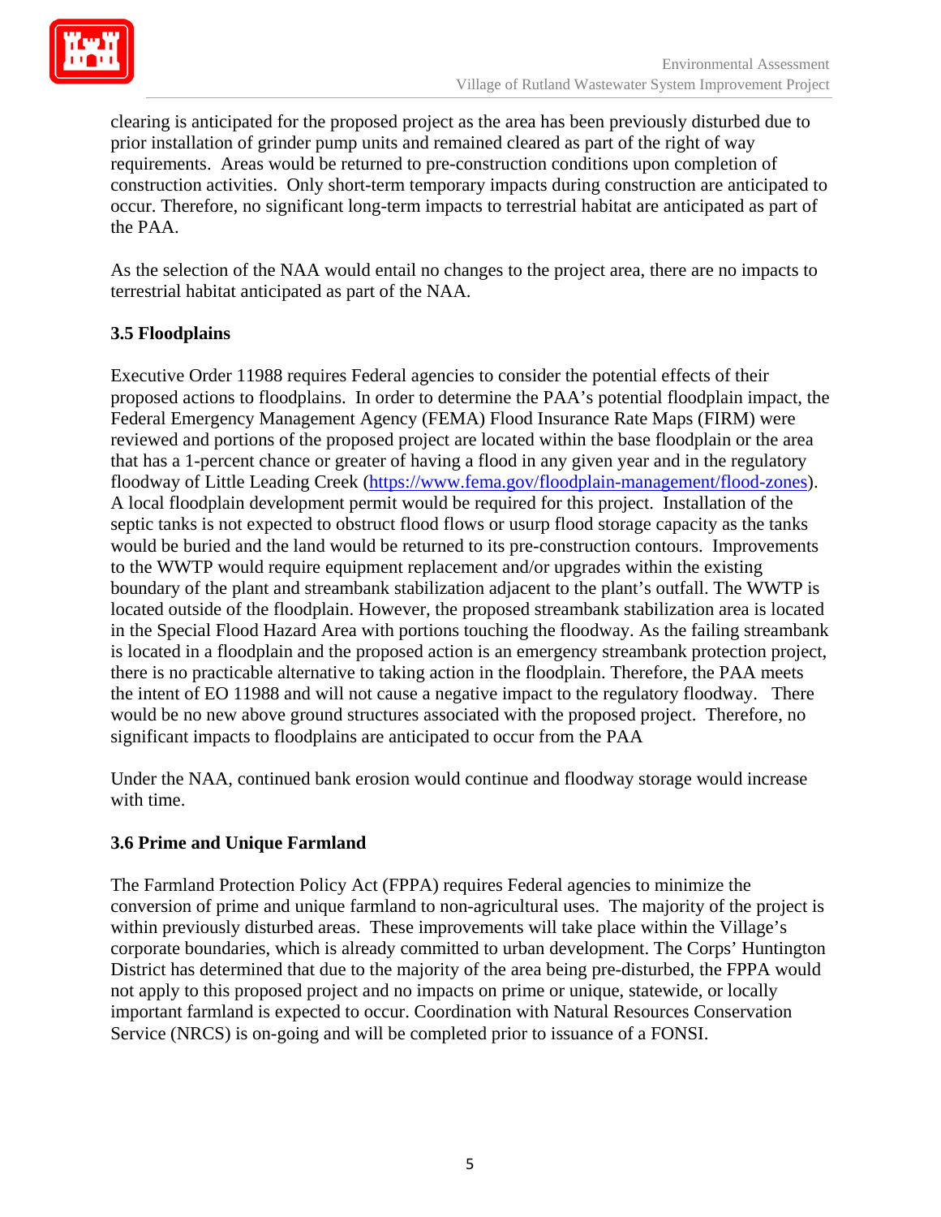clearing is anticipated for the proposed project as the area has been previously disturbed due to prior installation of grinder pump units and remained cleared as part of the right of way requirements. Areas would be returned to pre-construction conditions upon completion of construction activities. Only short-term temporary impacts during construction are anticipated to occur. Therefore, no significant long-term impacts to terrestrial habitat are anticipated as part of the PAA.

As the selection of the NAA would entail no changes to the project area, there are no impacts to terrestrial habitat anticipated as part of the NAA.

### 3.5 Floodplains

Executive Order 11988 requires Federal agencies to consider the potential effects of their proposed actions to floodplains. In order to determine the PAA's potential floodplain impact, the Federal Emergency Management Agency (FEMA) Flood Insurance Rate Maps (FIRM) were reviewed and portions of the proposed project are located within the base floodplain or the area that has a 1-percent chance or greater of having a flood in any given year and in the regulatory floodway of Little Leading Creek (https://www.fema.gov/floodplain-management/flood-zones). A local floodplain development permit would be required for this project. Installation of the septic tanks is not expected to obstruct flood flows or usurp flood storage capacity as the tanks would be buried and the land would be returned to its pre-construction contours. Improvements to the WWTP would require equipment replacement and/or upgrades within the existing boundary of the plant and streambank stabilization adjacent to the plant's outfall. The WWTP is located outside of the floodplain. However, the proposed streambank stabilization area is located in the Special Flood Hazard Area with portions touching the floodway. As the failing streambank is located in a floodplain and the proposed action is an emergency streambank protection project, there is no practicable alternative to taking action in the floodplain. Therefore, the PAA meets the intent of EO 11988 and will not cause a negative impact to the regulatory floodway. There would be no new above ground structures associated with the proposed project. Therefore, no significant impacts to floodplains are anticipated to occur from the PAA

Under the NAA, continued bank erosion would continue and floodway storage would increase with time.

### 3.6 Prime and Unique Farmland

The Farmland Protection Policy Act (FPPA) requires Federal agencies to minimize the conversion of prime and unique farmland to non-agricultural uses. The majority of the project is within previously disturbed areas. These improvements will take place within the Village's corporate boundaries, which is already committed to urban development. The Corps' Huntington District has determined that due to the majority of the area being pre-disturbed, the FPPA would not apply to this proposed project and no impacts on prime or unique, statewide, or locally important farmland is expected to occur. Coordination with Natural Resources Conservation Service (NRCS) is on-going and will be completed prior to issuance of a FONSI.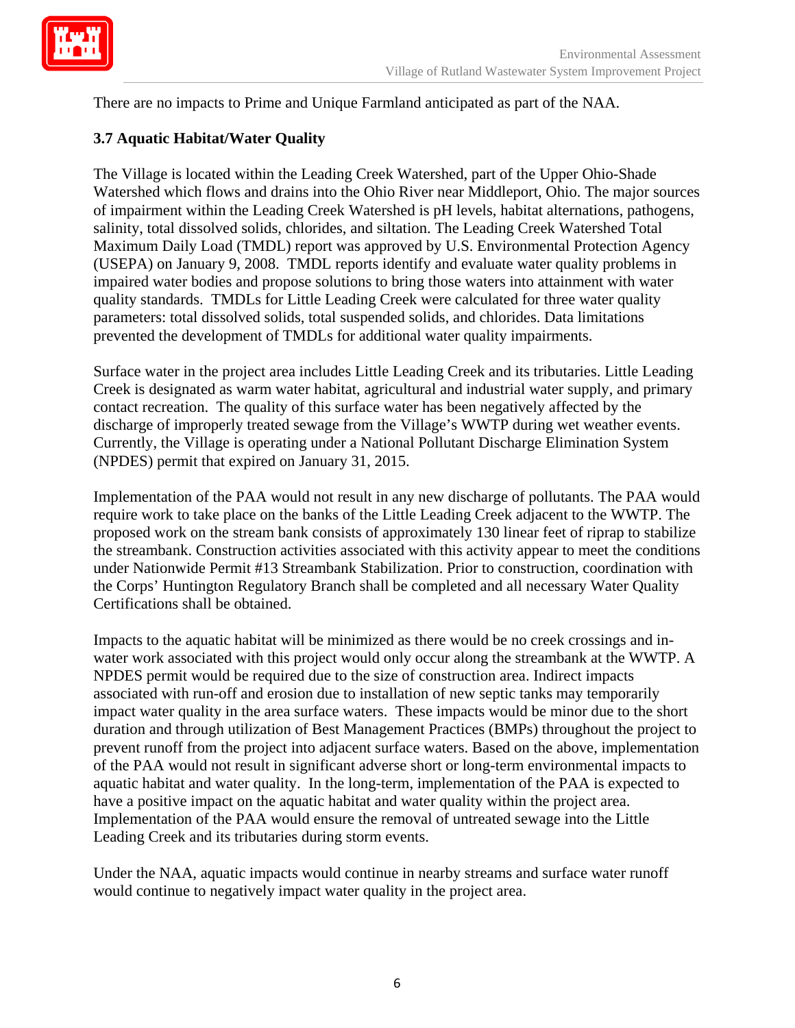There are no impacts to Prime and Unique Farmland anticipated as part of the NAA.

### 3.7 Aquatic Habitat/Water Quality

The Village is located within the Leading Creek Watershed, part of the Upper Ohio-Shade Watershed which flows and drains into the Ohio River near Middleport, Ohio. The major sources of impairment within the Leading Creek Watershed is pH levels, habitat alternations, pathogens, salinity, total dissolved solids, chlorides, and siltation. The Leading Creek Watershed Total Maximum Daily Load (TMDL) report was approved by U.S. Environmental Protection Agency (USEPA) on January 9, 2008. TMDL reports identify and evaluate water quality problems in impaired water bodies and propose solutions to bring those waters into attainment with water quality standards. TMDLs for Little Leading Creek were calculated for three water quality parameters: total dissolved solids, total suspended solids, and chlorides. Data limitations prevented the development of TMDLs for additional water quality impairments.

Surface water in the project area includes Little Leading Creek and its tributaries. Little Leading Creek is designated as warm water habitat, agricultural and industrial water supply, and primary contact recreation. The quality of this surface water has been negatively affected by the discharge of improperly treated sewage from the Village's WWTP during wet weather events. Currently, the Village is operating under a National Pollutant Discharge Elimination System (NPDES) permit that expired on January 31, 2015.

Implementation of the PAA would not result in any new discharge of pollutants. The PAA would require work to take place on the banks of the Little Leading Creek adjacent to the WWTP. The proposed work on the stream bank consists of approximately 130 linear feet of riprap to stabilize the streambank. Construction activities associated with this activity appear to meet the conditions under Nationwide Permit #13 Streambank Stabilization. Prior to construction, coordination with the Corps' Huntington Regulatory Branch shall be completed and all necessary Water Quality Certifications shall be obtained.

Impacts to the aquatic habitat will be minimized as there would be no creek crossings and in-water work associated with this project would only occur along the streambank at the WWTP. A NPDES permit would be required due to the size of construction area. Indirect impacts associated with run-off and erosion due to installation of new septic tanks may temporarily impact water quality in the area surface waters. These impacts would be minor due to the short duration and through utilization of Best Management Practices (BMPs) throughout the project to prevent runoff from the project into adjacent surface waters. Based on the above, implementation of the PAA would not result in significant adverse short or long-term environmental impacts to aquatic habitat and water quality. In the long-term, implementation of the PAA is expected to have a positive impact on the aquatic habitat and water quality within the project area. Implementation of the PAA would ensure the removal of untreated sewage into the Little Leading Creek and its tributaries during storm events.

Under the NAA, aquatic impacts would continue in nearby streams and surface water runoff would continue to negatively impact water quality in the project area.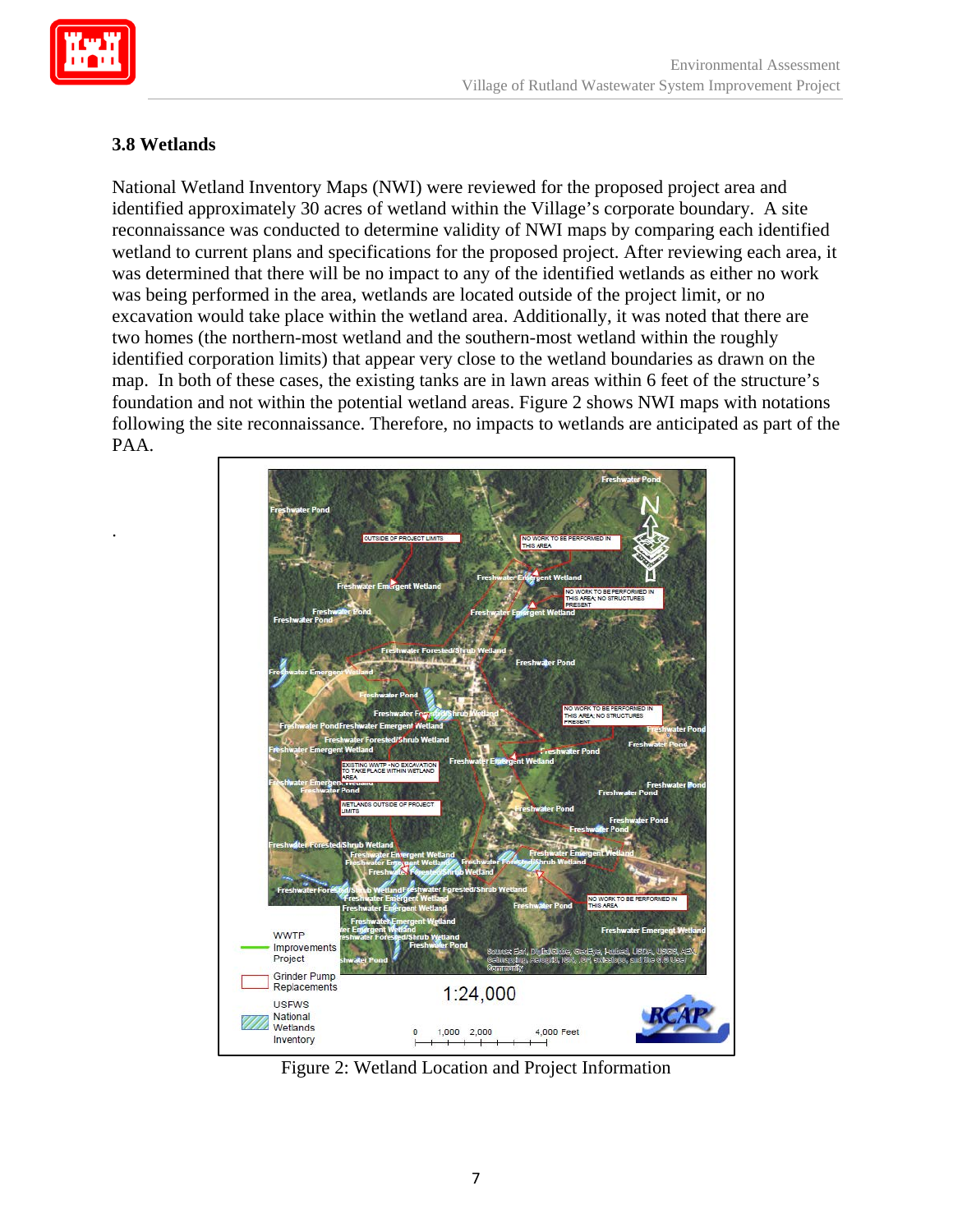### 3.8 Wetlands

National Wetland Inventory Maps (NWI) were reviewed for the proposed project area and identified approximately 30 acres of wetland within the Village's corporate boundary. A site reconnaissance was conducted to determine validity of NWI maps by comparing each identified wetland to current plans and specifications for the proposed project. After reviewing each area, it was determined that there will be no impact to any of the identified wetlands as either no work was being performed in the area, wetlands are located outside of the project limit, or no excavation would take place within the wetland area. Additionally, it was noted that there are two homes (the northern-most wetland and the southern-most wetland within the roughly identified corporation limits) that appear very close to the wetland boundaries as drawn on the map. In both of these cases, the existing tanks are in lawn areas within 6 feet of the structure's foundation and not within the potential wetland areas. Figure 2 shows NWI maps with notations following the site reconnaissance. Therefore, no impacts to wetlands are anticipated as part of the PAA.

.

Figure 2: Wetland Location and Project Information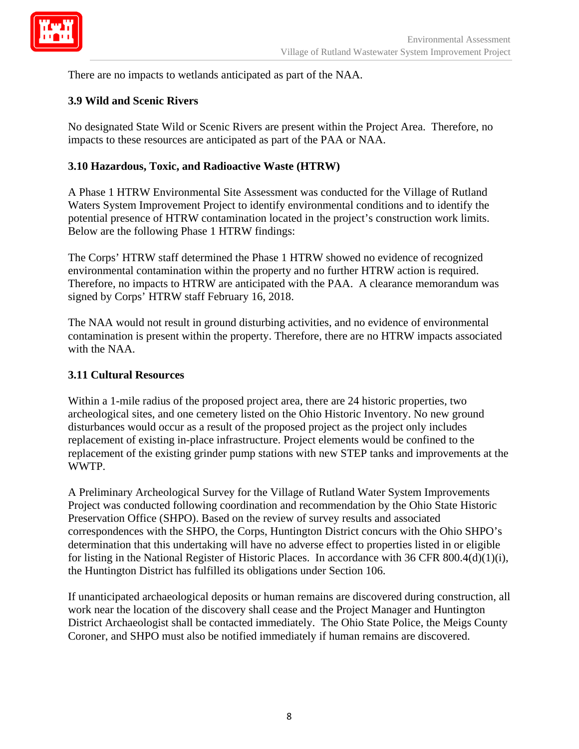There are no impacts to wetlands anticipated as part of the NAA.

### 3.9 Wild and Scenic Rivers

No designated State Wild or Scenic Rivers are present within the Project Area. Therefore, no impacts to these resources are anticipated as part of the PAA or NAA.

### 3.10 Hazardous, Toxic, and Radioactive Waste (HTRW)

A Phase 1 HTRW Environmental Site Assessment was conducted for the Village of Rutland Waters System Improvement Project to identify environmental conditions and to identify the potential presence of HTRW contamination located in the project's construction work limits. Below are the following Phase 1 HTRW findings:

The Corps' HTRW staff determined the Phase 1 HTRW showed no evidence of recognized environmental contamination within the property and no further HTRW action is required. Therefore, no impacts to HTRW are anticipated with the PAA. A clearance memorandum was signed by Corps' HTRW staff February 16, 2018.

The NAA would not result in ground disturbing activities, and no evidence of environmental contamination is present within the property. Therefore, there are no HTRW impacts associated with the NAA.

### 3.11 Cultural Resources

Within a 1-mile radius of the proposed project area, there are 24 historic properties, two archeological sites, and one cemetery listed on the Ohio Historic Inventory. No new ground disturbances would occur as a result of the proposed project as the project only includes replacement of existing in-place infrastructure. Project elements would be confined to the replacement of the existing grinder pump stations with new STEP tanks and improvements at the WWTP.

A Preliminary Archeological Survey for the Village of Rutland Water System Improvements Project was conducted following coordination and recommendation by the Ohio State Historic Preservation Office (SHPO). Based on the review of survey results and associated correspondences with the SHPO, the Corps, Huntington District concurs with the Ohio SHPO's determination that this undertaking will have no adverse effect to properties listed in or eligible for listing in the National Register of Historic Places. In accordance with 36 CFR 800.4(d)(1)(i), the Huntington District has fulfilled its obligations under Section 106.

If unanticipated archaeological deposits or human remains are discovered during construction, all work near the location of the discovery shall cease and the Project Manager and Huntington District Archaeologist shall be contacted immediately. The Ohio State Police, the Meigs County Coroner, and SHPO must also be notified immediately if human remains are discovered.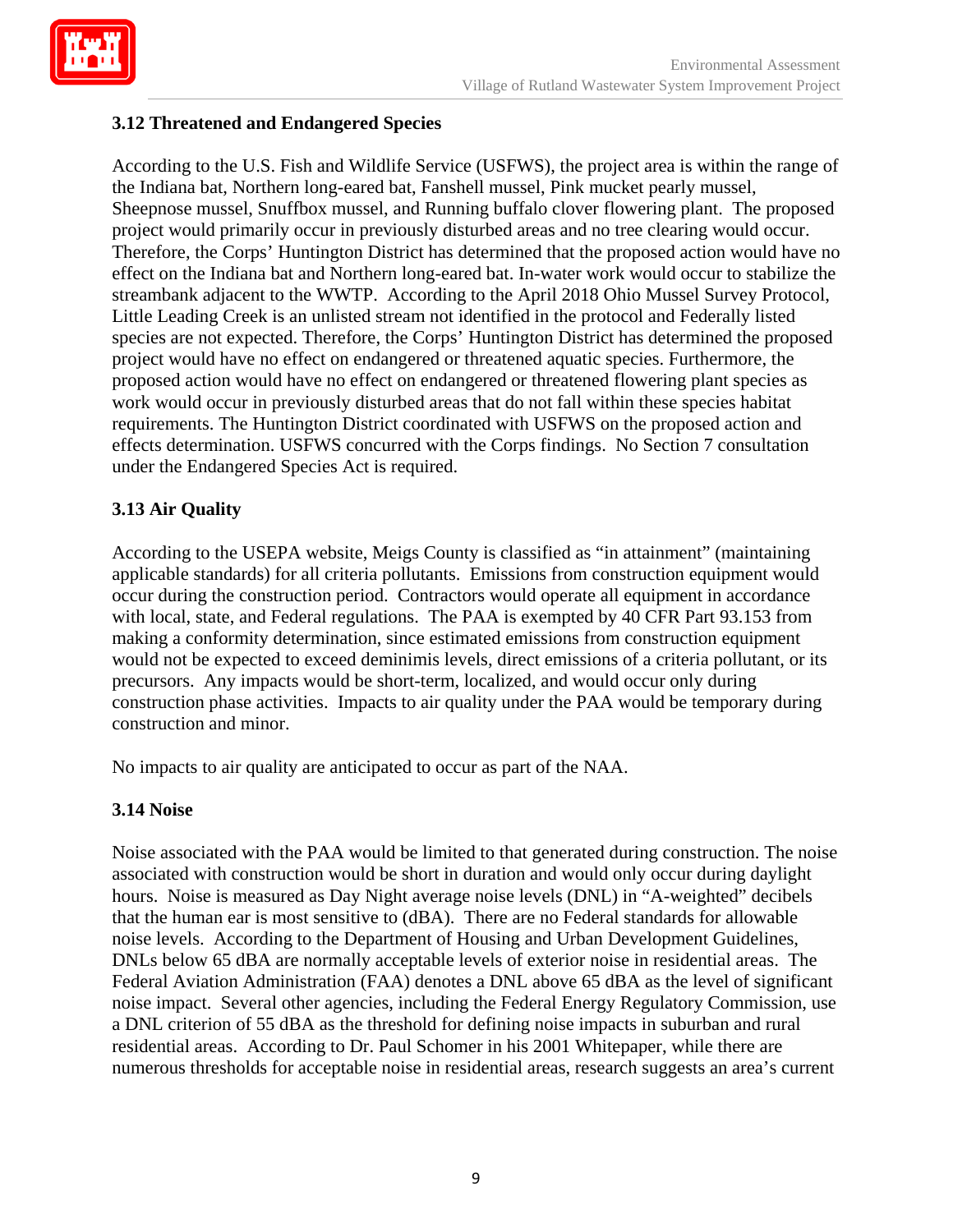### 3.12 Threatened and Endangered Species

According to the U.S. Fish and Wildlife Service (USFWS), the project area is within the range of the Indiana bat, Northern long-eared bat, Fanshell mussel, Pink mucket pearly mussel, Sheepnose mussel, Snuffbox mussel, and Running buffalo clover flowering plant. The proposed project would primarily occur in previously disturbed areas and no tree clearing would occur. Therefore, the Corps' Huntington District has determined that the proposed action would have no effect on the Indiana bat and Northern long-eared bat. In-water work would occur to stabilize the streambank adjacent to the WWTP. According to the April 2018 Ohio Mussel Survey Protocol, Little Leading Creek is an unlisted stream not identified in the protocol and Federally listed species are not expected. Therefore, the Corps' Huntington District has determined the proposed project would have no effect on endangered or threatened aquatic species. Furthermore, the proposed action would have no effect on endangered or threatened flowering plant species as work would occur in previously disturbed areas that do not fall within these species habitat requirements. The Huntington District coordinated with USFWS on the proposed action and effects determination. USFWS concurred with the Corps findings. No Section 7 consultation under the Endangered Species Act is required.

### 3.13 Air Quality

According to the USEPA website, Meigs County is classified as "in attainment" (maintaining applicable standards) for all criteria pollutants. Emissions from construction equipment would occur during the construction period. Contractors would operate all equipment in accordance with local, state, and Federal regulations. The PAA is exempted by 40 CFR Part 93.153 from making a conformity determination, since estimated emissions from construction equipment would not be expected to exceed deminimis levels, direct emissions of a criteria pollutant, or its precursors. Any impacts would be short-term, localized, and would occur only during construction phase activities. Impacts to air quality under the PAA would be temporary during construction and minor.

No impacts to air quality are anticipated to occur as part of the NAA.

### 3.14 Noise

Noise associated with the PAA would be limited to that generated during construction. The noise associated with construction would be short in duration and would only occur during daylight hours. Noise is measured as Day Night average noise levels (DNL) in "A-weighted" decibels that the human ear is most sensitive to (dBA). There are no Federal standards for allowable noise levels. According to the Department of Housing and Urban Development Guidelines, DNLs below 65 dBA are normally acceptable levels of exterior noise in residential areas. The Federal Aviation Administration (FAA) denotes a DNL above 65 dBA as the level of significant noise impact. Several other agencies, including the Federal Energy Regulatory Commission, use a DNL criterion of 55 dBA as the threshold for defining noise impacts in suburban and rural residential areas. According to Dr. Paul Schomer in his 2001 Whitepaper, while there are numerous thresholds for acceptable noise in residential areas, research suggests an area's current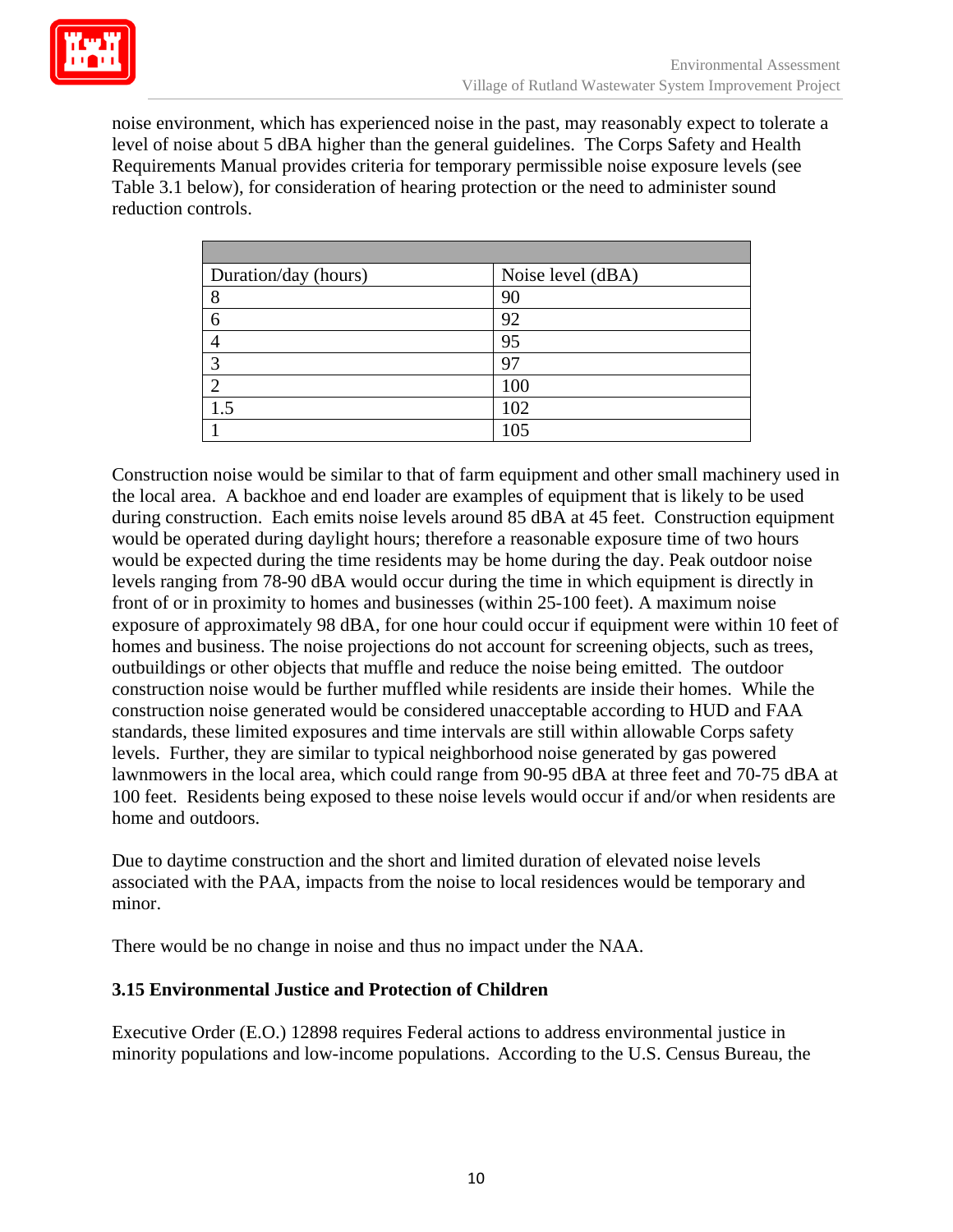noise environment, which has experienced noise in the past, may reasonably expect to tolerate a level of noise about 5 dBA higher than the general guidelines. The Corps Safety and Health Requirements Manual provides criteria for temporary permissible noise exposure levels (see Table 3.1 below), for consideration of hearing protection or the need to administer sound reduction controls.

| Duration/day (hours) | Noise level (dBA) |
|---|---|
| 8 | 90 |
| 6 | 92 |
| 4 | 95 |
| 3 | 97 |
| 2 | 100 |
| 1.5 | 102 |
| 1 | 105 |

Construction noise would be similar to that of farm equipment and other small machinery used in the local area. A backhoe and end loader are examples of equipment that is likely to be used during construction. Each emits noise levels around 85 dBA at 45 feet. Construction equipment would be operated during daylight hours; therefore a reasonable exposure time of two hours would be expected during the time residents may be home during the day. Peak outdoor noise levels ranging from 78-90 dBA would occur during the time in which equipment is directly in front of or in proximity to homes and businesses (within 25-100 feet). A maximum noise exposure of approximately 98 dBA, for one hour could occur if equipment were within 10 feet of homes and business. The noise projections do not account for screening objects, such as trees, outbuildings or other objects that muffle and reduce the noise being emitted. The outdoor construction noise would be further muffled while residents are inside their homes. While the construction noise generated would be considered unacceptable according to HUD and FAA standards, these limited exposures and time intervals are still within allowable Corps safety levels. Further, they are similar to typical neighborhood noise generated by gas powered lawnmowers in the local area, which could range from 90-95 dBA at three feet and 70-75 dBA at 100 feet. Residents being exposed to these noise levels would occur if and/or when residents are home and outdoors.

Due to daytime construction and the short and limited duration of elevated noise levels associated with the PAA, impacts from the noise to local residences would be temporary and minor.

There would be no change in noise and thus no impact under the NAA.

### 3.15 Environmental Justice and Protection of Children

Executive Order (E.O.) 12898 requires Federal actions to address environmental justice in minority populations and low-income populations. According to the U.S. Census Bureau, the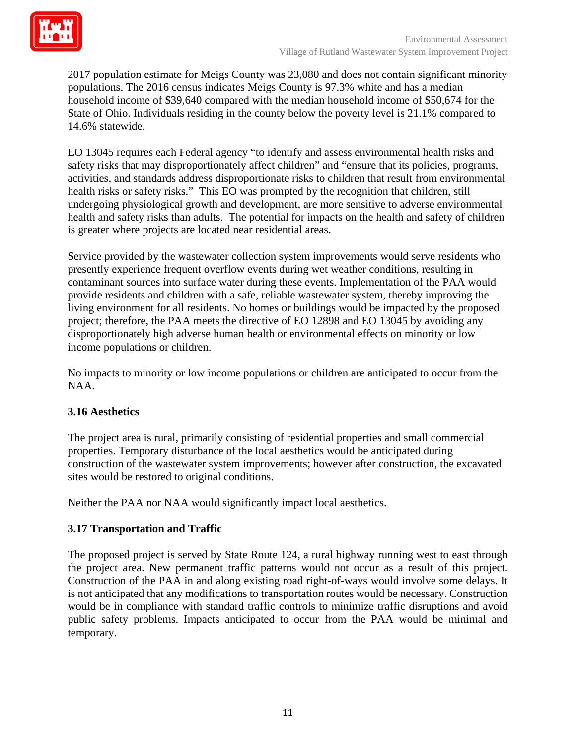2017 population estimate for Meigs County was 23,080 and does not contain significant minority populations. The 2016 census indicates Meigs County is 97.3% white and has a median household income of $39,640 compared with the median household income of $50,674 for the State of Ohio. Individuals residing in the county below the poverty level is 21.1% compared to 14.6% statewide.

EO 13045 requires each Federal agency "to identify and assess environmental health risks and safety risks that may disproportionately affect children" and "ensure that its policies, programs, activities, and standards address disproportionate risks to children that result from environmental health risks or safety risks." This EO was prompted by the recognition that children, still undergoing physiological growth and development, are more sensitive to adverse environmental health and safety risks than adults. The potential for impacts on the health and safety of children is greater where projects are located near residential areas.

Service provided by the wastewater collection system improvements would serve residents who presently experience frequent overflow events during wet weather conditions, resulting in contaminant sources into surface water during these events. Implementation of the PAA would provide residents and children with a safe, reliable wastewater system, thereby improving the living environment for all residents. No homes or buildings would be impacted by the proposed project; therefore, the PAA meets the directive of EO 12898 and EO 13045 by avoiding any disproportionately high adverse human health or environmental effects on minority or low income populations or children.

No impacts to minority or low income populations or children are anticipated to occur from the NAA.

### 3.16 Aesthetics

The project area is rural, primarily consisting of residential properties and small commercial properties. Temporary disturbance of the local aesthetics would be anticipated during construction of the wastewater system improvements; however after construction, the excavated sites would be restored to original conditions.

Neither the PAA nor NAA would significantly impact local aesthetics.

### 3.17 Transportation and Traffic

The proposed project is served by State Route 124, a rural highway running west to east through the project area. New permanent traffic patterns would not occur as a result of this project. Construction of the PAA in and along existing road right-of-ways would involve some delays. It is not anticipated that any modifications to transportation routes would be necessary. Construction would be in compliance with standard traffic controls to minimize traffic disruptions and avoid public safety problems. Impacts anticipated to occur from the PAA would be minimal and temporary.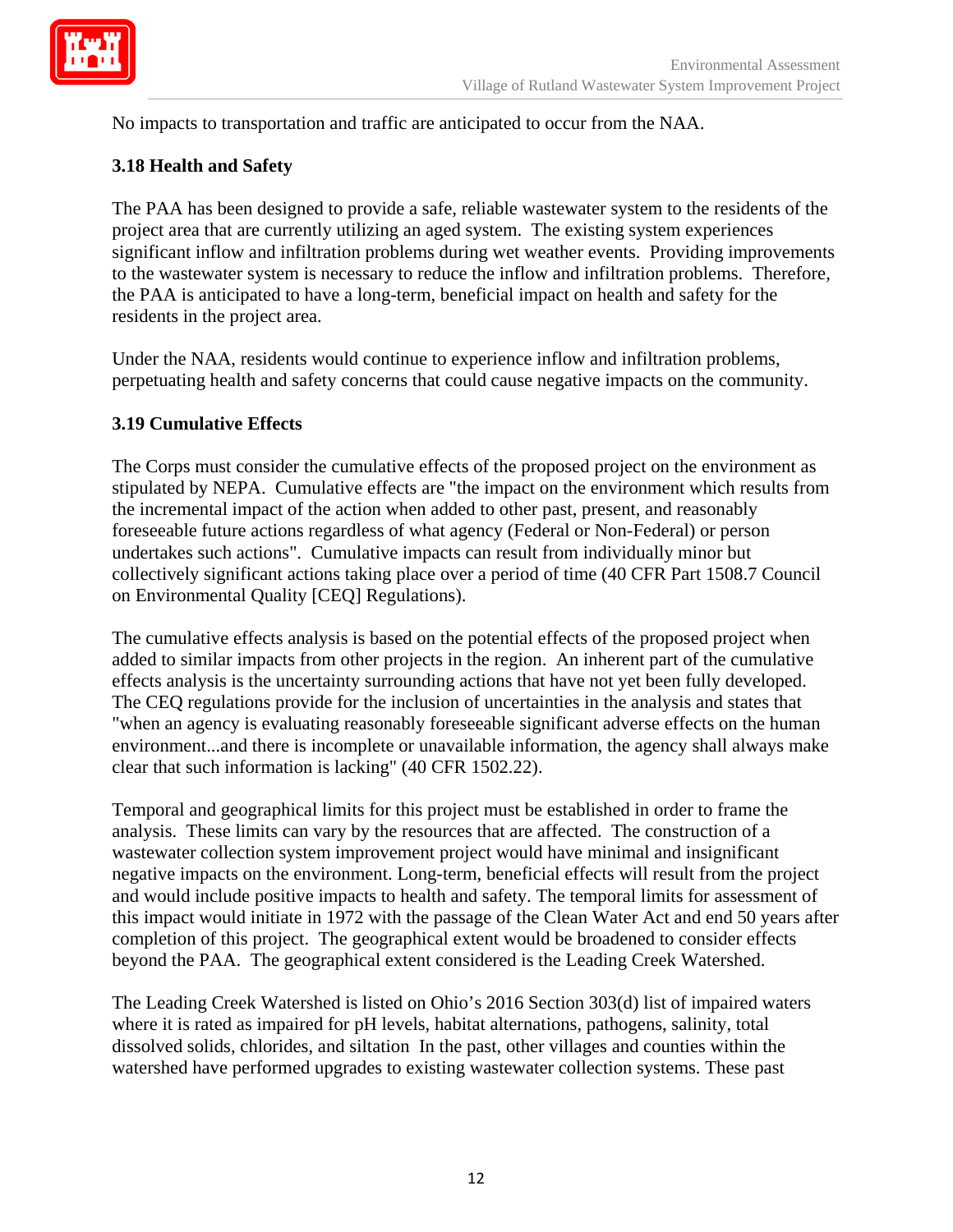No impacts to transportation and traffic are anticipated to occur from the NAA.

### 3.18 Health and Safety

The PAA has been designed to provide a safe, reliable wastewater system to the residents of the project area that are currently utilizing an aged system. The existing system experiences significant inflow and infiltration problems during wet weather events. Providing improvements to the wastewater system is necessary to reduce the inflow and infiltration problems. Therefore, the PAA is anticipated to have a long-term, beneficial impact on health and safety for the residents in the project area.

Under the NAA, residents would continue to experience inflow and infiltration problems, perpetuating health and safety concerns that could cause negative impacts on the community.

### 3.19 Cumulative Effects

The Corps must consider the cumulative effects of the proposed project on the environment as stipulated by NEPA. Cumulative effects are "the impact on the environment which results from the incremental impact of the action when added to other past, present, and reasonably foreseeable future actions regardless of what agency (Federal or Non-Federal) or person undertakes such actions". Cumulative impacts can result from individually minor but collectively significant actions taking place over a period of time (40 CFR Part 1508.7 Council on Environmental Quality [CEQ] Regulations).

The cumulative effects analysis is based on the potential effects of the proposed project when added to similar impacts from other projects in the region. An inherent part of the cumulative effects analysis is the uncertainty surrounding actions that have not yet been fully developed. The CEQ regulations provide for the inclusion of uncertainties in the analysis and states that "when an agency is evaluating reasonably foreseeable significant adverse effects on the human environment...and there is incomplete or unavailable information, the agency shall always make clear that such information is lacking" (40 CFR 1502.22).

Temporal and geographical limits for this project must be established in order to frame the analysis. These limits can vary by the resources that are affected. The construction of a wastewater collection system improvement project would have minimal and insignificant negative impacts on the environment. Long-term, beneficial effects will result from the project and would include positive impacts to health and safety. The temporal limits for assessment of this impact would initiate in 1972 with the passage of the Clean Water Act and end 50 years after completion of this project. The geographical extent would be broadened to consider effects beyond the PAA. The geographical extent considered is the Leading Creek Watershed.

The Leading Creek Watershed is listed on Ohio's 2016 Section 303(d) list of impaired waters where it is rated as impaired for pH levels, habitat alternations, pathogens, salinity, total dissolved solids, chlorides, and siltation In the past, other villages and counties within the watershed have performed upgrades to existing wastewater collection systems. These past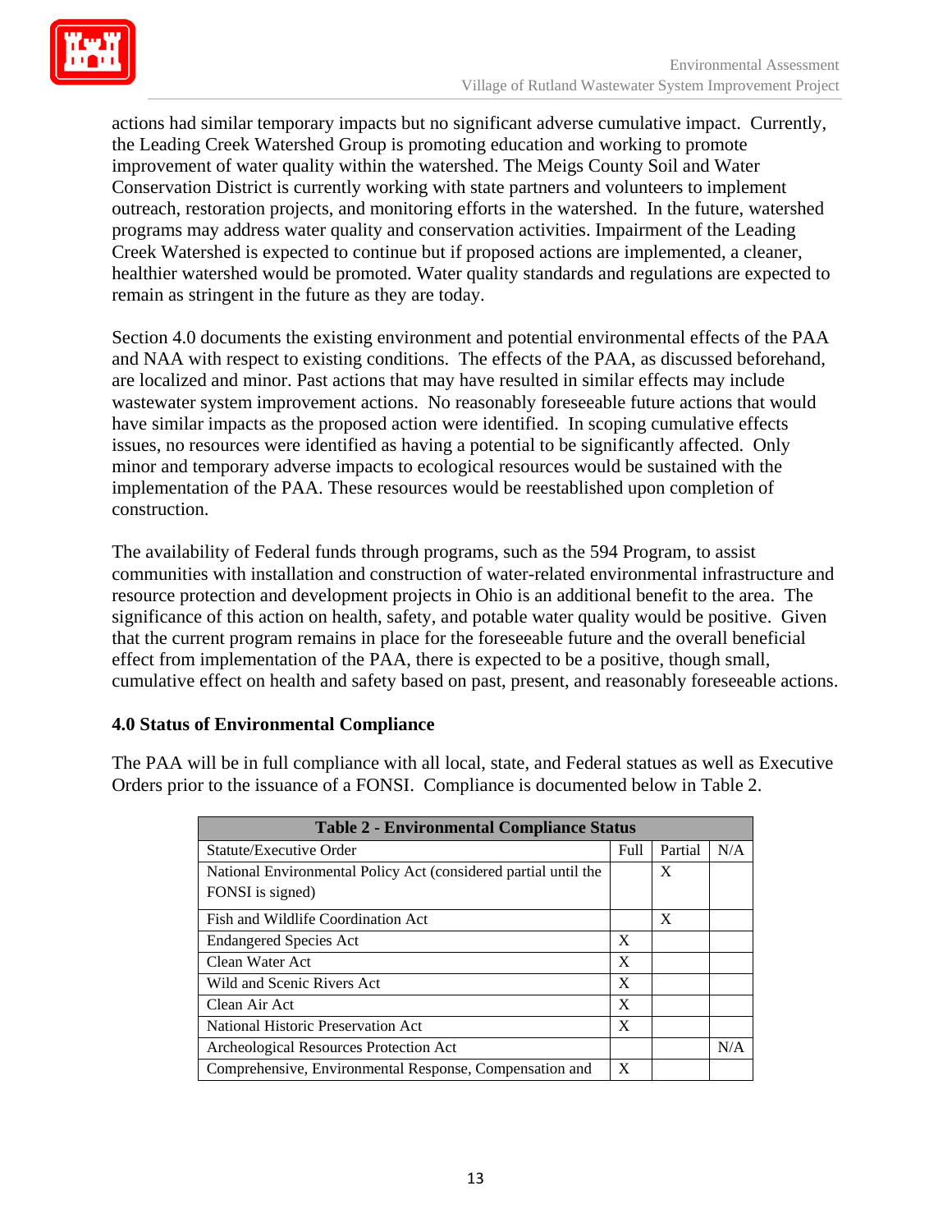actions had similar temporary impacts but no significant adverse cumulative impact. Currently, the Leading Creek Watershed Group is promoting education and working to promote improvement of water quality within the watershed. The Meigs County Soil and Water Conservation District is currently working with state partners and volunteers to implement outreach, restoration projects, and monitoring efforts in the watershed. In the future, watershed programs may address water quality and conservation activities. Impairment of the Leading Creek Watershed is expected to continue but if proposed actions are implemented, a cleaner, healthier watershed would be promoted. Water quality standards and regulations are expected to remain as stringent in the future as they are today.

Section 4.0 documents the existing environment and potential environmental effects of the PAA and NAA with respect to existing conditions. The effects of the PAA, as discussed beforehand, are localized and minor. Past actions that may have resulted in similar effects may include wastewater system improvement actions. No reasonably foreseeable future actions that would have similar impacts as the proposed action were identified. In scoping cumulative effects issues, no resources were identified as having a potential to be significantly affected. Only minor and temporary adverse impacts to ecological resources would be sustained with the implementation of the PAA. These resources would be reestablished upon completion of construction.

The availability of Federal funds through programs, such as the 594 Program, to assist communities with installation and construction of water-related environmental infrastructure and resource protection and development projects in Ohio is an additional benefit to the area. The significance of this action on health, safety, and potable water quality would be positive. Given that the current program remains in place for the foreseeable future and the overall beneficial effect from implementation of the PAA, there is expected to be a positive, though small, cumulative effect on health and safety based on past, present, and reasonably foreseeable actions.

## 4.0 Status of Environmental Compliance

The PAA will be in full compliance with all local, state, and Federal statues as well as Executive Orders prior to the issuance of a FONSI. Compliance is documented below in Table 2.

**Table 2 - Environmental Compliance Status**

| Statute/Executive Order | Full | Partial | N/A |
|---|---|---|---|
| National Environmental Policy Act (considered partial until the FONSI is signed) | | X | |
| Fish and Wildlife Coordination Act | | X | |
| Endangered Species Act | X | | |
| Clean Water Act | X | | |
| Wild and Scenic Rivers Act | X | | |
| Clean Air Act | X | | |
| National Historic Preservation Act | X | | |
| Archeological Resources Protection Act | | | N/A |
| Comprehensive, Environmental Response, Compensation and | X | | |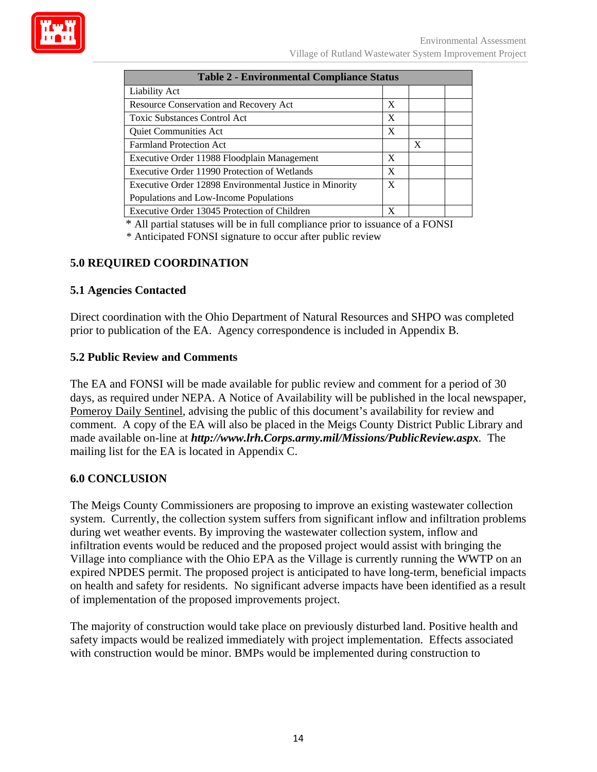| Table 2 - Environmental Compliance Status | | | |
|---|---|---|---|
| Liability Act | | | |
| Resource Conservation and Recovery Act | X | | |
| Toxic Substances Control Act | X | | |
| Quiet Communities Act | X | | |
| Farmland Protection Act | | X | |
| Executive Order 11988 Floodplain Management | X | | |
| Executive Order 11990 Protection of Wetlands | X | | |
| Executive Order 12898 Environmental Justice in Minority Populations and Low-Income Populations | X | | |
| Executive Order 13045 Protection of Children | X | | |

* All partial statuses will be in full compliance prior to issuance of a FONSI
* Anticipated FONSI signature to occur after public review

## 5.0 REQUIRED COORDINATION

### 5.1 Agencies Contacted

Direct coordination with the Ohio Department of Natural Resources and SHPO was completed prior to publication of the EA. Agency correspondence is included in Appendix B.

### 5.2 Public Review and Comments

The EA and FONSI will be made available for public review and comment for a period of 30 days, as required under NEPA. A Notice of Availability will be published in the local newspaper, Pomeroy Daily Sentinel, advising the public of this document's availability for review and comment. A copy of the EA will also be placed in the Meigs County District Public Library and made available on-line at ***http://www.lrh.Corps.army.mil/Missions/PublicReview.aspx***. The mailing list for the EA is located in Appendix C.

## 6.0 CONCLUSION

The Meigs County Commissioners are proposing to improve an existing wastewater collection system. Currently, the collection system suffers from significant inflow and infiltration problems during wet weather events. By improving the wastewater collection system, inflow and infiltration events would be reduced and the proposed project would assist with bringing the Village into compliance with the Ohio EPA as the Village is currently running the WWTP on an expired NPDES permit. The proposed project is anticipated to have long-term, beneficial impacts on health and safety for residents. No significant adverse impacts have been identified as a result of implementation of the proposed improvements project.

The majority of construction would take place on previously disturbed land. Positive health and safety impacts would be realized immediately with project implementation. Effects associated with construction would be minor. BMPs would be implemented during construction to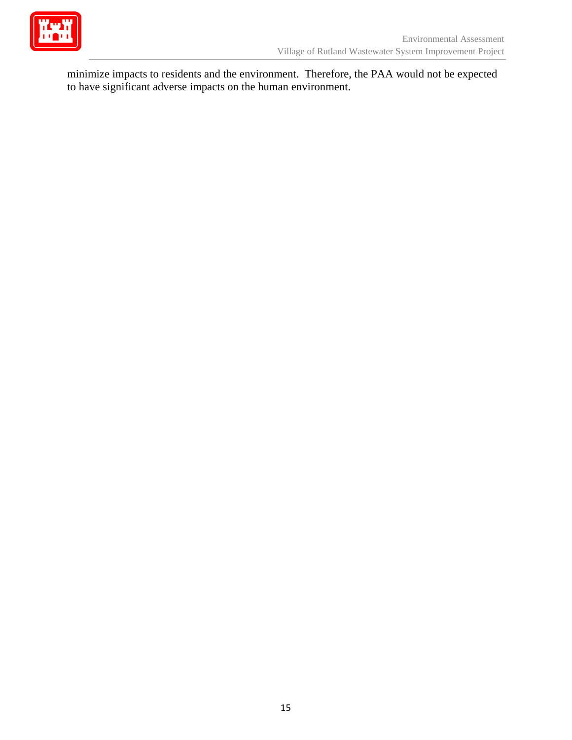minimize impacts to residents and the environment. Therefore, the PAA would not be expected to have significant adverse impacts on the human environment.